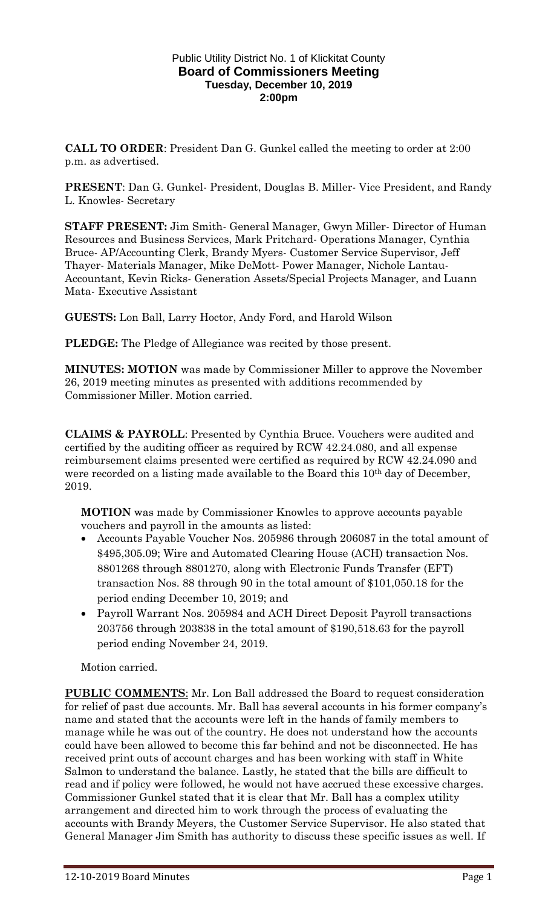Public Utility District No. 1 of Klickitat County

**Board of Commissioners Meeting**

**Tuesday, December 10, 2019**

**2:00pm**

**CALL TO ORDER**: President Dan G. Gunkel called the meeting to order at 2:00 p.m. as advertised.

**PRESENT**: Dan G. Gunkel- President, Douglas B. Miller- Vice President, and Randy L. Knowles- Secretary

**STAFF PRESENT:** Jim Smith- General Manager, Gwyn Miller- Director of Human Resources and Business Services, Mark Pritchard- Operations Manager, Cynthia Bruce- AP/Accounting Clerk, Brandy Myers- Customer Service Supervisor, Jeff Thayer- Materials Manager, Mike DeMott- Power Manager, Nichole Lantau- Accountant, Kevin Ricks- Generation Assets/Special Projects Manager, and Luann Mata- Executive Assistant

**GUESTS:** Lon Ball, Larry Hoctor, Andy Ford, and Harold Wilson

**PLEDGE:** The Pledge of Allegiance was recited by those present.

**MINUTES: MOTION** was made by Commissioner Miller to approve the November 26, 2019 meeting minutes as presented with additions recommended by Commissioner Miller. Motion carried.

**CLAIMS & PAYROLL**: Presented by Cynthia Bruce. Vouchers were audited and certified by the auditing officer as required by RCW 42.24.080, and all expense reimbursement claims presented were certified as required by RCW 42.24.090 and were recorded on a listing made available to the Board this 10th day of December, 2019.

**MOTION** was made by Commissioner Knowles to approve accounts payable vouchers and payroll in the amounts as listed:

- Accounts Payable Voucher Nos. 205986 through 206087 in the total amount of $495,305.09; Wire and Automated Clearing House (ACH) transaction Nos. 8801268 through 8801270, along with Electronic Funds Transfer (EFT) transaction Nos. 88 through 90 in the total amount of $101,050.18 for the period ending December 10, 2019; and
- Payroll Warrant Nos. 205984 and ACH Direct Deposit Payroll transactions 203756 through 203838 in the total amount of $190,518.63 for the payroll period ending November 24, 2019.

Motion carried.

**PUBLIC COMMENTS**: Mr. Lon Ball addressed the Board to request consideration for relief of past due accounts. Mr. Ball has several accounts in his former company's name and stated that the accounts were left in the hands of family members to manage while he was out of the country. He does not understand how the accounts could have been allowed to become this far behind and not be disconnected. He has received print outs of account charges and has been working with staff in White Salmon to understand the balance. Lastly, he stated that the bills are difficult to read and if policy were followed, he would not have accrued these excessive charges. Commissioner Gunkel stated that it is clear that Mr. Ball has a complex utility arrangement and directed him to work through the process of evaluating the accounts with Brandy Meyers, the Customer Service Supervisor. He also stated that General Manager Jim Smith has authority to discuss these specific issues as well. If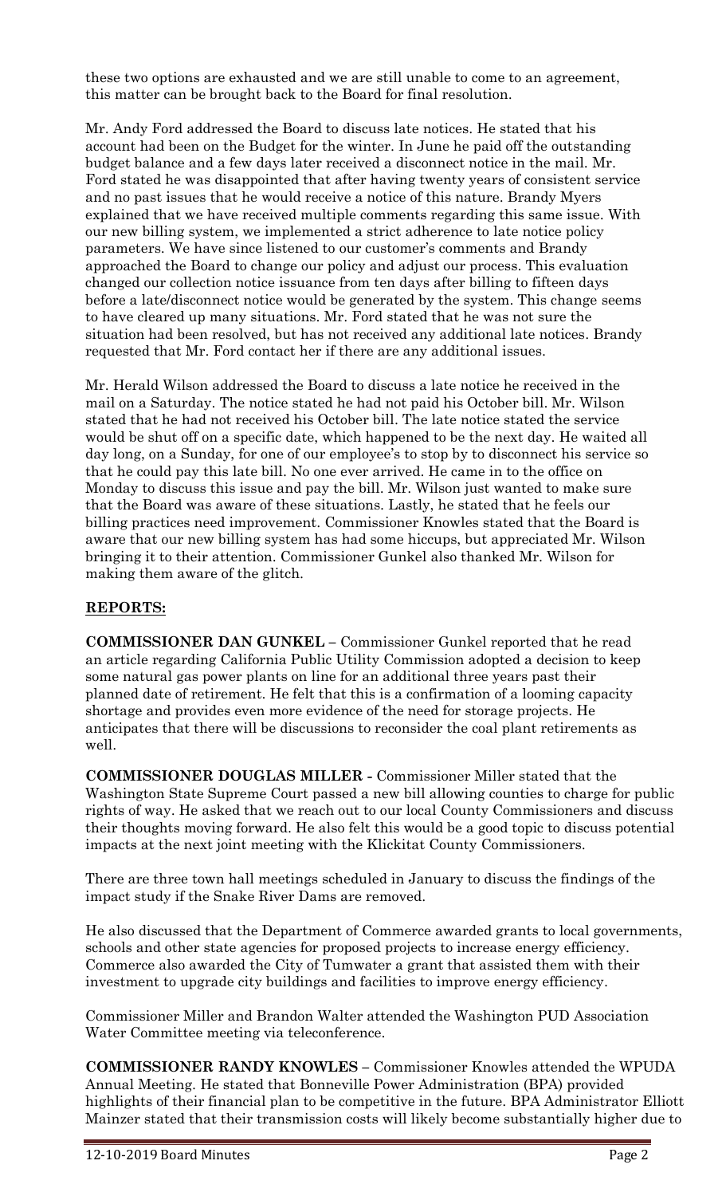these two options are exhausted and we are still unable to come to an agreement, this matter can be brought back to the Board for final resolution.

Mr. Andy Ford addressed the Board to discuss late notices. He stated that his account had been on the Budget for the winter. In June he paid off the outstanding budget balance and a few days later received a disconnect notice in the mail. Mr. Ford stated he was disappointed that after having twenty years of consistent service and no past issues that he would receive a notice of this nature. Brandy Myers explained that we have received multiple comments regarding this same issue. With our new billing system, we implemented a strict adherence to late notice policy parameters. We have since listened to our customer's comments and Brandy approached the Board to change our policy and adjust our process. This evaluation changed our collection notice issuance from ten days after billing to fifteen days before a late/disconnect notice would be generated by the system. This change seems to have cleared up many situations. Mr. Ford stated that he was not sure the situation had been resolved, but has not received any additional late notices. Brandy requested that Mr. Ford contact her if there are any additional issues.

Mr. Herald Wilson addressed the Board to discuss a late notice he received in the mail on a Saturday. The notice stated he had not paid his October bill. Mr. Wilson stated that he had not received his October bill. The late notice stated the service would be shut off on a specific date, which happened to be the next day. He waited all day long, on a Sunday, for one of our employee's to stop by to disconnect his service so that he could pay this late bill. No one ever arrived. He came in to the office on Monday to discuss this issue and pay the bill. Mr. Wilson just wanted to make sure that the Board was aware of these situations. Lastly, he stated that he feels our billing practices need improvement. Commissioner Knowles stated that the Board is aware that our new billing system has had some hiccups, but appreciated Mr. Wilson bringing it to their attention. Commissioner Gunkel also thanked Mr. Wilson for making them aware of the glitch.

## REPORTS:

**COMMISSIONER DAN GUNKEL** – Commissioner Gunkel reported that he read an article regarding California Public Utility Commission adopted a decision to keep some natural gas power plants on line for an additional three years past their planned date of retirement. He felt that this is a confirmation of a looming capacity shortage and provides even more evidence of the need for storage projects. He anticipates that there will be discussions to reconsider the coal plant retirements as well.

**COMMISSIONER DOUGLAS MILLER** - Commissioner Miller stated that the Washington State Supreme Court passed a new bill allowing counties to charge for public rights of way. He asked that we reach out to our local County Commissioners and discuss their thoughts moving forward. He also felt this would be a good topic to discuss potential impacts at the next joint meeting with the Klickitat County Commissioners.

There are three town hall meetings scheduled in January to discuss the findings of the impact study if the Snake River Dams are removed.

He also discussed that the Department of Commerce awarded grants to local governments, schools and other state agencies for proposed projects to increase energy efficiency. Commerce also awarded the City of Tumwater a grant that assisted them with their investment to upgrade city buildings and facilities to improve energy efficiency.

Commissioner Miller and Brandon Walter attended the Washington PUD Association Water Committee meeting via teleconference.

**COMMISSIONER RANDY KNOWLES** – Commissioner Knowles attended the WPUDA Annual Meeting. He stated that Bonneville Power Administration (BPA) provided highlights of their financial plan to be competitive in the future. BPA Administrator Elliott Mainzer stated that their transmission costs will likely become substantially higher due to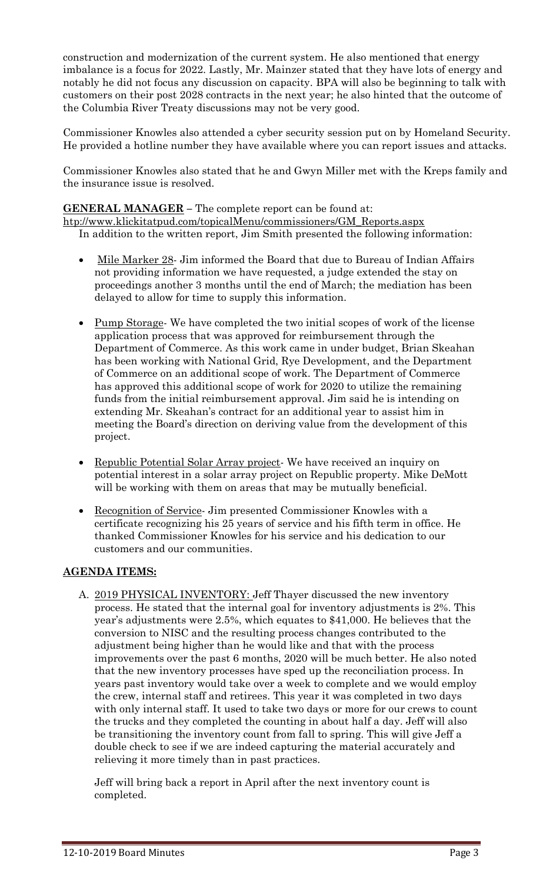construction and modernization of the current system. He also mentioned that energy imbalance is a focus for 2022. Lastly, Mr. Mainzer stated that they have lots of energy and notably he did not focus any discussion on capacity. BPA will also be beginning to talk with customers on their post 2028 contracts in the next year; he also hinted that the outcome of the Columbia River Treaty discussions may not be very good.

Commissioner Knowles also attended a cyber security session put on by Homeland Security. He provided a hotline number they have available where you can report issues and attacks.

Commissioner Knowles also stated that he and Gwyn Miller met with the Kreps family and the insurance issue is resolved.

**GENERAL MANAGER** – The complete report can be found at: http://www.klickitatpud.com/topicalMenu/commissioners/GM_Reports.aspx

In addition to the written report, Jim Smith presented the following information:

- Mile Marker 28- Jim informed the Board that due to Bureau of Indian Affairs not providing information we have requested, a judge extended the stay on proceedings another 3 months until the end of March; the mediation has been delayed to allow for time to supply this information.
- Pump Storage- We have completed the two initial scopes of work of the license application process that was approved for reimbursement through the Department of Commerce. As this work came in under budget, Brian Skeahan has been working with National Grid, Rye Development, and the Department of Commerce on an additional scope of work. The Department of Commerce has approved this additional scope of work for 2020 to utilize the remaining funds from the initial reimbursement approval. Jim said he is intending on extending Mr. Skeahan's contract for an additional year to assist him in meeting the Board's direction on deriving value from the development of this project.
- Republic Potential Solar Array project- We have received an inquiry on potential interest in a solar array project on Republic property. Mike DeMott will be working with them on areas that may be mutually beneficial.
- Recognition of Service- Jim presented Commissioner Knowles with a certificate recognizing his 25 years of service and his fifth term in office. He thanked Commissioner Knowles for his service and his dedication to our customers and our communities.

**AGENDA ITEMS:**

A. 2019 PHYSICAL INVENTORY: Jeff Thayer discussed the new inventory process. He stated that the internal goal for inventory adjustments is 2%. This year's adjustments were 2.5%, which equates to $41,000. He believes that the conversion to NISC and the resulting process changes contributed to the adjustment being higher than he would like and that with the process improvements over the past 6 months, 2020 will be much better. He also noted that the new inventory processes have sped up the reconciliation process. In years past inventory would take over a week to complete and we would employ the crew, internal staff and retirees. This year it was completed in two days with only internal staff. It used to take two days or more for our crews to count the trucks and they completed the counting in about half a day. Jeff will also be transitioning the inventory count from fall to spring. This will give Jeff a double check to see if we are indeed capturing the material accurately and relieving it more timely than in past practices.

   Jeff will bring back a report in April after the next inventory count is completed.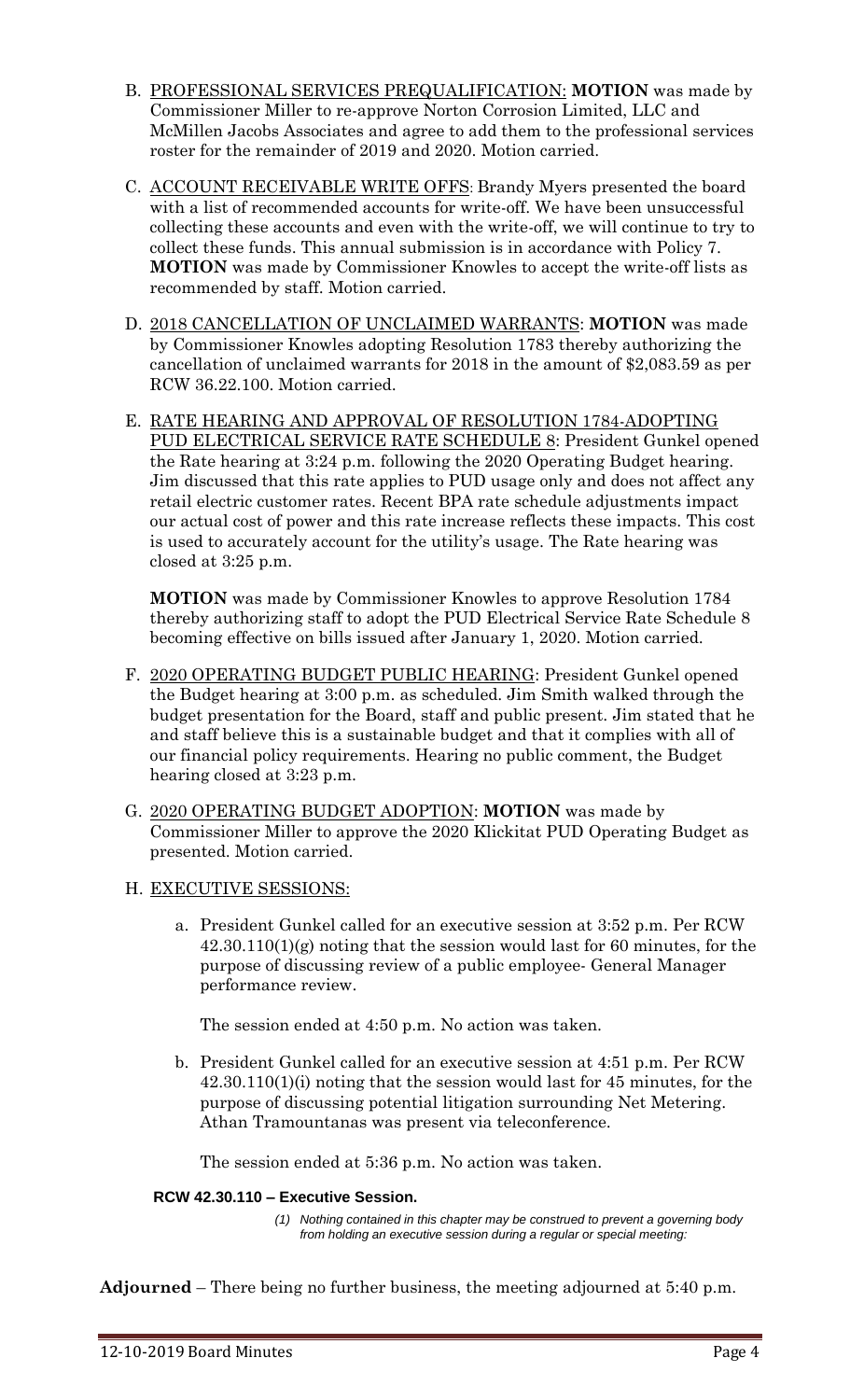B. <u>PROFESSIONAL SERVICES PREQUALIFICATION:</u> **MOTION** was made by Commissioner Miller to re-approve Norton Corrosion Limited, LLC and McMillen Jacobs Associates and agree to add them to the professional services roster for the remainder of 2019 and 2020. Motion carried.

C. <u>ACCOUNT RECEIVABLE WRITE OFFS</u>: Brandy Myers presented the board with a list of recommended accounts for write-off. We have been unsuccessful collecting these accounts and even with the write-off, we will continue to try to collect these funds. This annual submission is in accordance with Policy 7. **MOTION** was made by Commissioner Knowles to accept the write-off lists as recommended by staff. Motion carried.

D. <u>2018 CANCELLATION OF UNCLAIMED WARRANTS</u>: **MOTION** was made by Commissioner Knowles adopting Resolution 1783 thereby authorizing the cancellation of unclaimed warrants for 2018 in the amount of $2,083.59 as per RCW 36.22.100. Motion carried.

E. <u>RATE HEARING AND APPROVAL OF RESOLUTION 1784-ADOPTING PUD ELECTRICAL SERVICE RATE SCHEDULE 8</u>: President Gunkel opened the Rate hearing at 3:24 p.m. following the 2020 Operating Budget hearing. Jim discussed that this rate applies to PUD usage only and does not affect any retail electric customer rates. Recent BPA rate schedule adjustments impact our actual cost of power and this rate increase reflects these impacts. This cost is used to accurately account for the utility's usage. The Rate hearing was closed at 3:25 p.m.

   **MOTION** was made by Commissioner Knowles to approve Resolution 1784 thereby authorizing staff to adopt the PUD Electrical Service Rate Schedule 8 becoming effective on bills issued after January 1, 2020. Motion carried.

F. <u>2020 OPERATING BUDGET PUBLIC HEARING</u>: President Gunkel opened the Budget hearing at 3:00 p.m. as scheduled. Jim Smith walked through the budget presentation for the Board, staff and public present. Jim stated that he and staff believe this is a sustainable budget and that it complies with all of our financial policy requirements. Hearing no public comment, the Budget hearing closed at 3:23 p.m.

G. <u>2020 OPERATING BUDGET ADOPTION</u>: **MOTION** was made by Commissioner Miller to approve the 2020 Klickitat PUD Operating Budget as presented. Motion carried.

H. <u>EXECUTIVE SESSIONS:</u>

   a. President Gunkel called for an executive session at 3:52 p.m. Per RCW 42.30.110(1)(g) noting that the session would last for 60 minutes, for the purpose of discussing review of a public employee- General Manager performance review.

      The session ended at 4:50 p.m. No action was taken.

   b. President Gunkel called for an executive session at 4:51 p.m. Per RCW 42.30.110(1)(i) noting that the session would last for 45 minutes, for the purpose of discussing potential litigation surrounding Net Metering. Athan Tramountanas was present via teleconference.

      The session ended at 5:36 p.m. No action was taken.

**RCW 42.30.110 – Executive Session.**

*(1) Nothing contained in this chapter may be construed to prevent a governing body from holding an executive session during a regular or special meeting:*

**Adjourned** – There being no further business, the meeting adjourned at 5:40 p.m.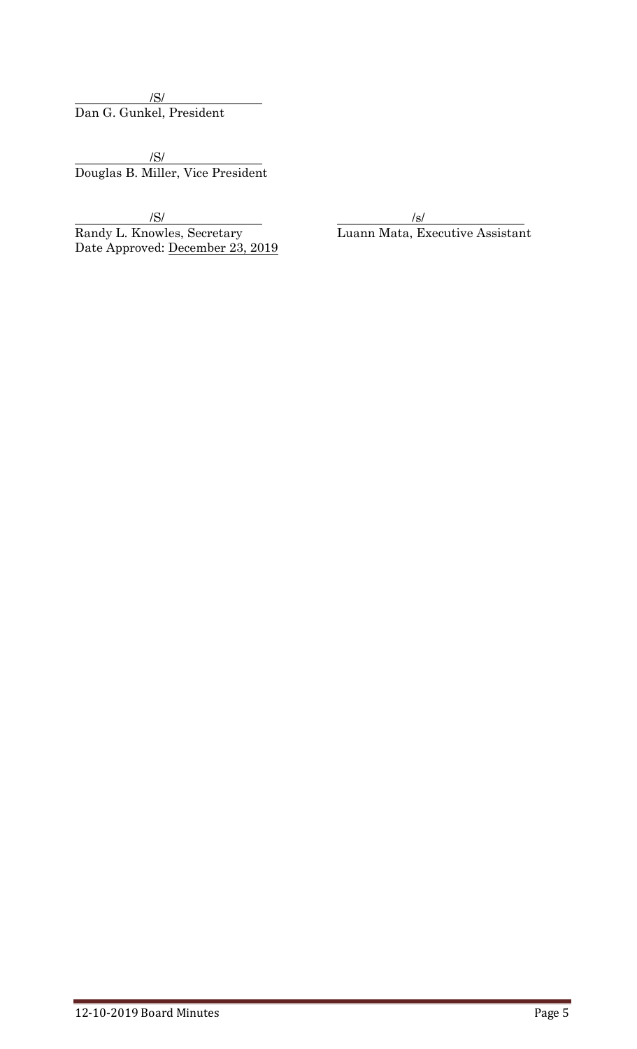/S/
Dan G. Gunkel, President

/S/
Douglas B. Miller, Vice President

/S/
Randy L. Knowles, Secretary
Date Approved: December 23, 2019

/s/
Luann Mata, Executive Assistant